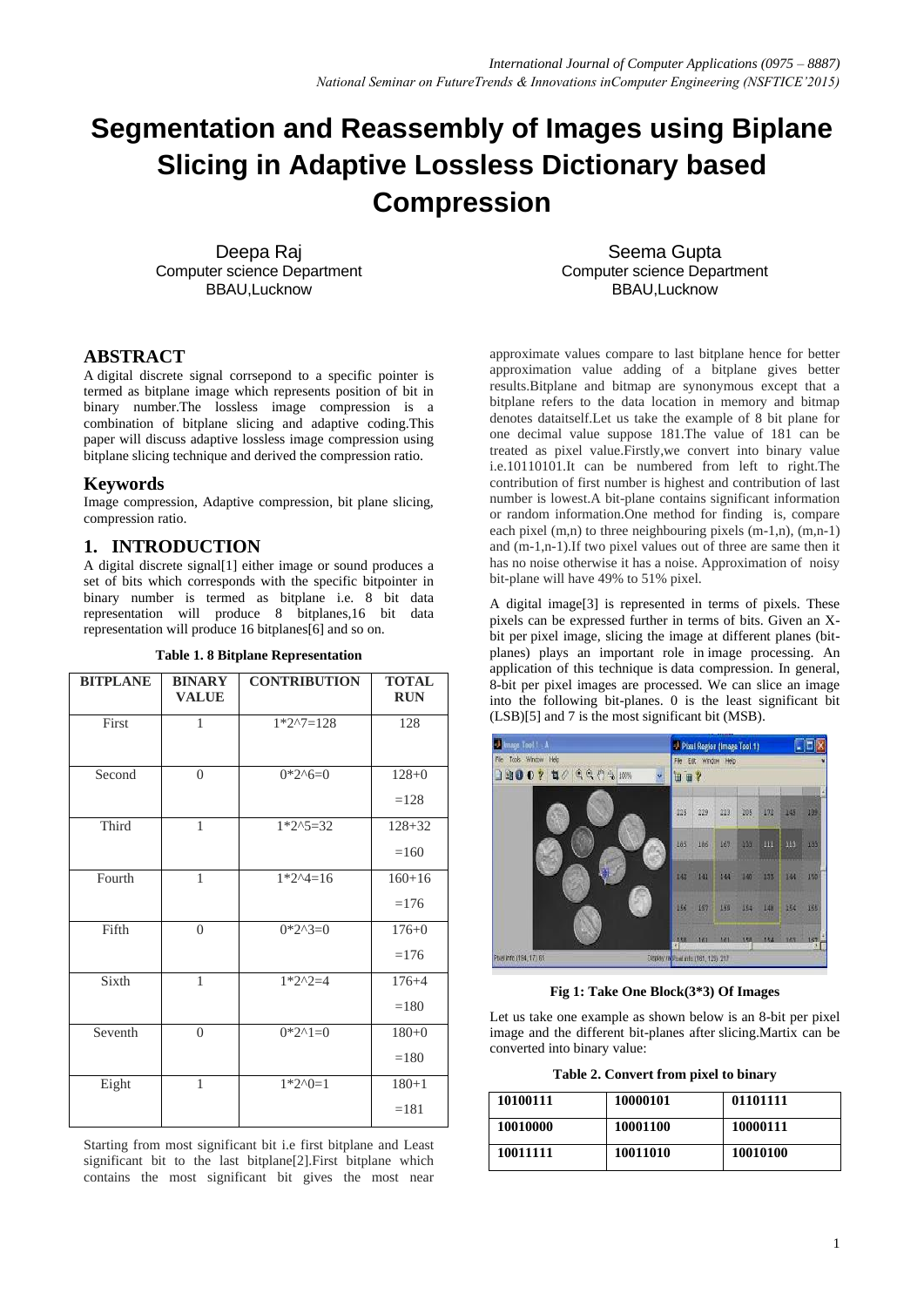# Segmentation and Reassembly of Images using Biplane Slicing in Adaptive Lossless Dictionary based Compression

Deepa Raj
Computer science Department
BBAU,Lucknow

Seema Gupta
Computer science Department
BBAU,Lucknow

## ABSTRACT

A digital discrete signal corrsepond to a specific pointer is termed as bitplane image which represents position of bit in binary number.The lossless image compression is a combination of bitplane slicing and adaptive coding.This paper will discuss adaptive lossless image compression using bitplane slicing technique and derived the compression ratio.

## Keywords

Image compression, Adaptive compression, bit plane slicing, compression ratio.

## 1. INTRODUCTION

A digital discrete signal[1] either image or sound produces a set of bits which corresponds with the specific bitpointer in binary number is termed as bitplane i.e. 8 bit data representation will produce 8 bitplanes,16 bit data representation will produce 16 bitplanes[6] and so on.

**Table 1. 8 Bitplane Representation**

| BITPLANE | BINARY VALUE | CONTRIBUTION | TOTAL RUN |
|---|---|---|---|
| First | 1 | 1*2^7=128 | 128 |
| Second | 0 | 0*2^6=0 | 128+0 =128 |
| Third | 1 | 1*2^5=32 | 128+32 =160 |
| Fourth | 1 | 1*2^4=16 | 160+16 =176 |
| Fifth | 0 | 0*2^3=0 | 176+0 =176 |
| Sixth | 1 | 1*2^2=4 | 176+4 =180 |
| Seventh | 0 | 0*2^1=0 | 180+0 =180 |
| Eight | 1 | 1*2^0=1 | 180+1 =181 |

Starting from most significant bit i.e first bitplane and Least significant bit to the last bitplane[2].First bitplane which contains the most significant bit gives the most near approximate values compare to last bitplane hence for better approximation value adding of a bitplane gives better results.Bitplane and bitmap are synonymous except that a bitplane refers to the data location in memory and bitmap denotes dataitself.Let us take the example of 8 bit plane for one decimal value suppose 181.The value of 181 can be treated as pixel value.Firstly,we convert into binary value i.e.10110101.It can be numbered from left to right.The contribution of first number is highest and contribution of last number is lowest.A bit-plane contains significant information or random information.One method for finding is, compare each pixel (m,n) to three neighbouring pixels (m-1,n), (m,n-1) and (m-1,n-1).If two pixel values out of three are same then it has no noise otherwise it has a noise. Approximation of noisy bit-plane will have 49% to 51% pixel.

A digital image[3] is represented in terms of pixels. These pixels can be expressed further in terms of bits. Given an X-bit per pixel image, slicing the image at different planes (bit-planes) plays an important role in image processing. An application of this technique is data compression. In general, 8-bit per pixel images are processed. We can slice an image into the following bit-planes. 0 is the least significant bit (LSB)[5] and 7 is the most significant bit (MSB).

**Fig 1: Take One Block(3*3) Of Images**

Let us take one example as shown below is an 8-bit per pixel image and the different bit-planes after slicing.Martix can be converted into binary value:

**Table 2. Convert from pixel to binary**

| 10100111 | 10000101 | 01101111 |
|---|---|---|
| 10010000 | 10001100 | 10000111 |
| 10011111 | 10011010 | 10010100 |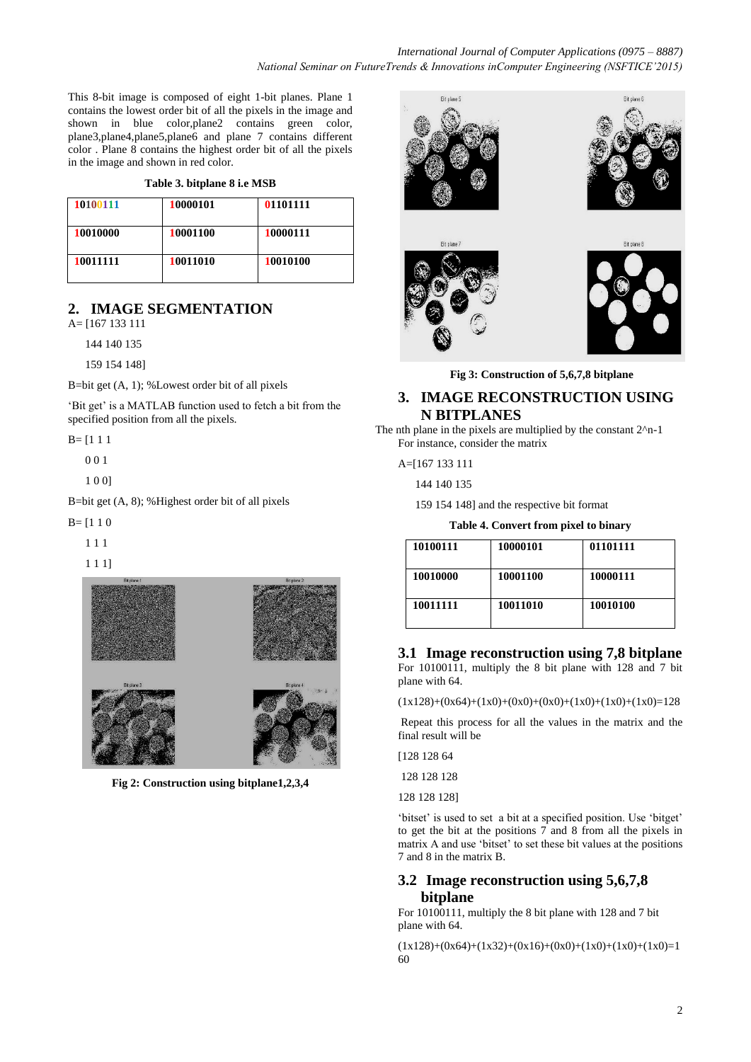This 8-bit image is composed of eight 1-bit planes. Plane 1 contains the lowest order bit of all the pixels in the image and shown in blue color,plane2 contains green color, plane3,plane4,plane5,plane6 and plane 7 contains different color . Plane 8 contains the highest order bit of all the pixels in the image and shown in red color.

**Table 3. bitplane 8 i.e MSB**

| | | |
|---|---|---|
| **10100111** | **10000101** | **01101111** |
| **10010000** | **10001100** | **10000111** |
| **10011111** | **10011010** | **10010100** |

## 2. IMAGE SEGMENTATION

A= [167 133 111

144 140 135

159 154 148]

B=bit get (A, 1); %Lowest order bit of all pixels

'Bit get' is a MATLAB function used to fetch a bit from the specified position from all the pixels.

B= [1 1 1

0 0 1

1 0 0]

B=bit get (A, 8); %Highest order bit of all pixels

B= [1 1 0

1 1 1

1 1 1]

**Fig 2: Construction using bitplane1,2,3,4**

**Fig 3: Construction of 5,6,7,8 bitplane**

## 3. IMAGE RECONSTRUCTION USING N BITPLANES

The nth plane in the pixels are multiplied by the constant 2^n-1
For instance, consider the matrix

A=[167 133 111

144 140 135

159 154 148] and the respective bit format

**Table 4. Convert from pixel to binary**

| | | |
|---|---|---|
| **10100111** | **10000101** | **01101111** |
| **10010000** | **10001100** | **10000111** |
| **10011111** | **10011010** | **10010100** |

### 3.1 Image reconstruction using 7,8 bitplane

For 10100111, multiply the 8 bit plane with 128 and 7 bit plane with 64.

$(1x128)+(0x64)+(1x0)+(0x0)+(0x0)+(1x0)+(1x0)+(1x0)=128$

Repeat this process for all the values in the matrix and the final result will be

[128 128 64

128 128 128

128 128 128]

'bitset' is used to set a bit at a specified position. Use 'bitget' to get the bit at the positions 7 and 8 from all the pixels in matrix A and use 'bitset' to set these bit values at the positions 7 and 8 in the matrix B.

### 3.2 Image reconstruction using 5,6,7,8 bitplane

For 10100111, multiply the 8 bit plane with 128 and 7 bit plane with 64.

$(1x128)+(0x64)+(1x32)+(0x16)+(0x0)+(1x0)+(1x0)+(1x0)=160$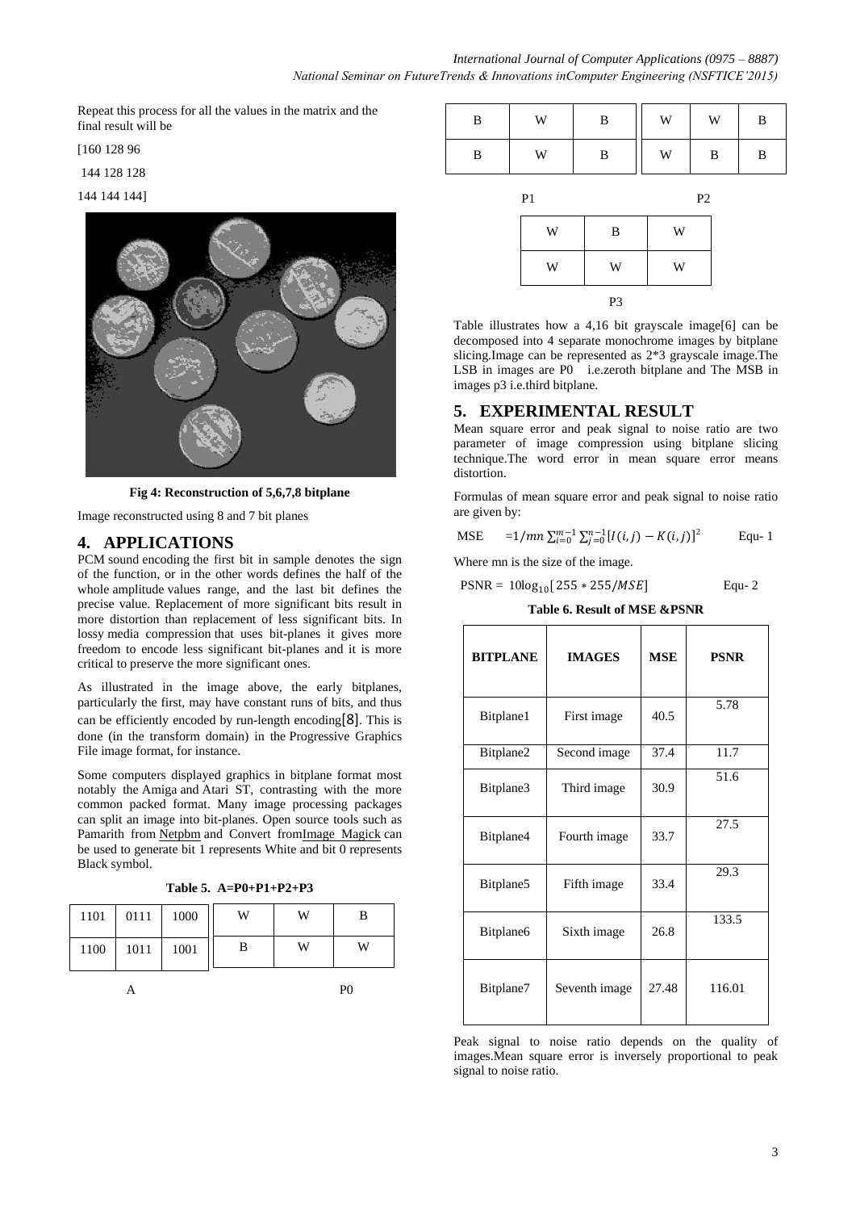Repeat this process for all the values in the matrix and the final result will be

[160 128 96

144 128 128

144 144 144]

**Fig 4: Reconstruction of 5,6,7,8 bitplane**

Image reconstructed using 8 and 7 bit planes

## 4. APPLICATIONS

PCM sound encoding the first bit in sample denotes the sign of the function, or in the other words defines the half of the whole amplitude values range, and the last bit defines the precise value. Replacement of more significant bits result in more distortion than replacement of less significant bits. In lossy media compression that uses bit-planes it gives more freedom to encode less significant bit-planes and it is more critical to preserve the more significant ones.

As illustrated in the image above, the early bitplanes, particularly the first, may have constant runs of bits, and thus can be efficiently encoded by run-length encoding[8]. This is done (in the transform domain) in the Progressive Graphics File image format, for instance.

Some computers displayed graphics in bitplane format most notably the Amiga and Atari ST, contrasting with the more common packed format. Many image processing packages can split an image into bit-planes. Open source tools such as Pamarith from Netpbm and Convert fromImage Magick can be used to generate bit 1 represents White and bit 0 represents Black symbol.

**Table 5. A=P0+P1+P2+P3**

A

| 1101 | 0111 | 1000 |
|---|---|---|
| 1100 | 1011 | 1001 |

P0

| W | W | B |
|---|---|---|
| B | W | W |

P1

| B | W | B |
|---|---|---|
| B | W | B |

P2

| W | W | B |
|---|---|---|
| W | B | B |

P3

| W | B | W |
|---|---|---|
| W | W | W |

Table illustrates how a 4,16 bit grayscale image[6] can be decomposed into 4 separate monochrome images by bitplane slicing.Image can be represented as 2*3 grayscale image.The LSB in images are P0 i.e.zeroth bitplane and The MSB in images p3 i.e.third bitplane.

## 5. EXPERIMENTAL RESULT

Mean square error and peak signal to noise ratio are two parameter of image compression using bitplane slicing technique.The word error in mean square error means distortion.

Formulas of mean square error and peak signal to noise ratio are given by:

$$MSE = 1/mn \sum_{i=0}^{m-1} \sum_{j=0}^{n-1} [I(i,j) - K(i,j)]^2 \qquad \text{Equ- 1}$$

Where mn is the size of the image.

$$PSNR = 10\log_{10}[255 * 255/MSE] \qquad \text{Equ- 2}$$

**Table 6. Result of MSE &PSNR**

| BITPLANE | IMAGES | MSE | PSNR |
|---|---|---|---|
| Bitplane1 | First image | 40.5 | 5.78 |
| Bitplane2 | Second image | 37.4 | 11.7 |
| Bitplane3 | Third image | 30.9 | 51.6 |
| Bitplane4 | Fourth image | 33.7 | 27.5 |
| Bitplane5 | Fifth image | 33.4 | 29.3 |
| Bitplane6 | Sixth image | 26.8 | 133.5 |
| Bitplane7 | Seventh image | 27.48 | 116.01 |

Peak signal to noise ratio depends on the quality of images.Mean square error is inversely proportional to peak signal to noise ratio.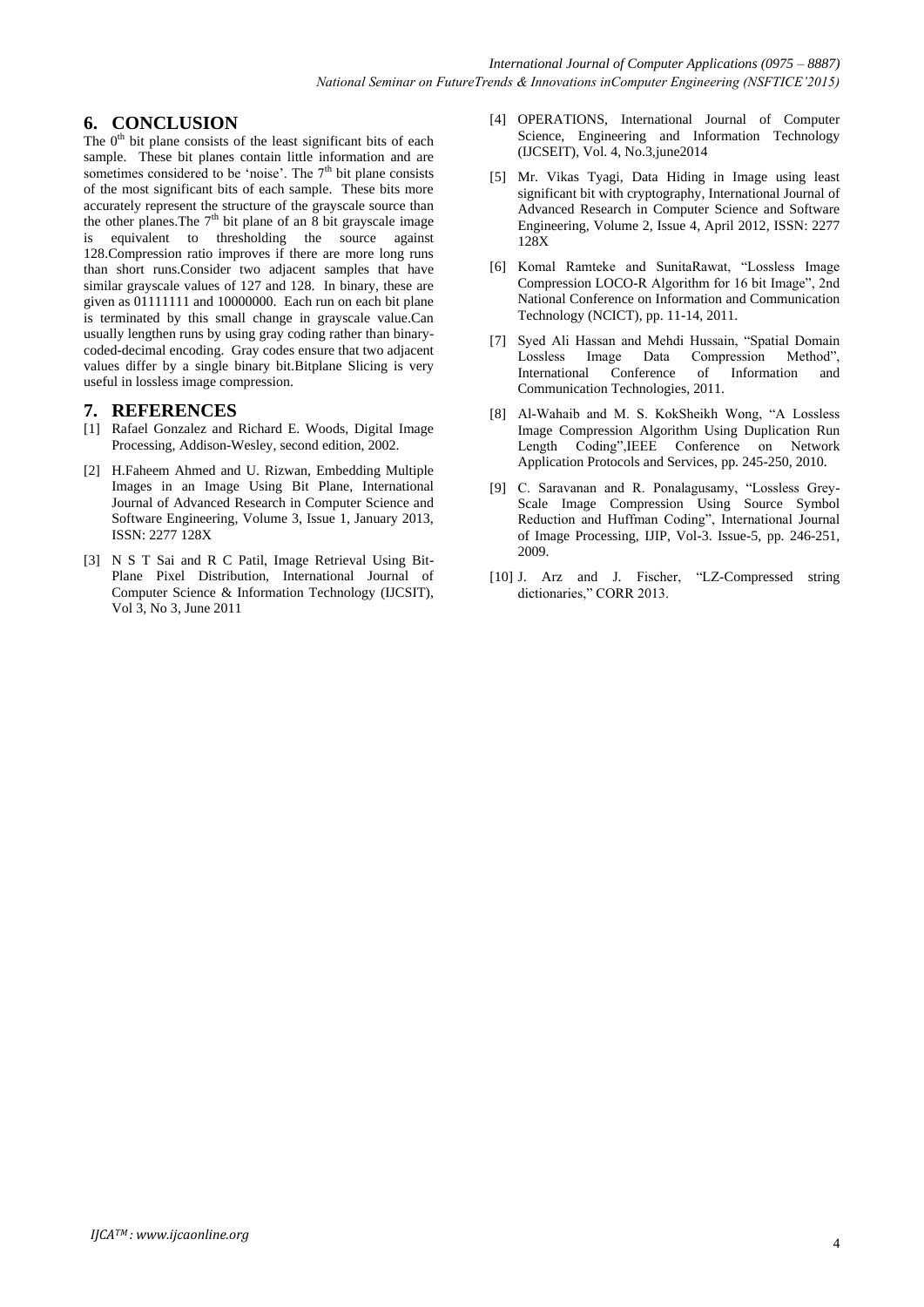## 6. CONCLUSION

The $0^{th}$ bit plane consists of the least significant bits of each sample. These bit planes contain little information and are sometimes considered to be 'noise'. The $7^{th}$ bit plane consists of the most significant bits of each sample. These bits more accurately represent the structure of the grayscale source than the other planes.The $7^{th}$ bit plane of an 8 bit grayscale image is equivalent to thresholding the source against 128.Compression ratio improves if there are more long runs than short runs.Consider two adjacent samples that have similar grayscale values of 127 and 128. In binary, these are given as 01111111 and 10000000. Each run on each bit plane is terminated by this small change in grayscale value.Can usually lengthen runs by using gray coding rather than binary-coded-decimal encoding. Gray codes ensure that two adjacent values differ by a single binary bit.Bitplane Slicing is very useful in lossless image compression.

## 7. REFERENCES

[1] Rafael Gonzalez and Richard E. Woods, Digital Image Processing, Addison-Wesley, second edition, 2002.

[2] H.Faheem Ahmed and U. Rizwan, Embedding Multiple Images in an Image Using Bit Plane, International Journal of Advanced Research in Computer Science and Software Engineering, Volume 3, Issue 1, January 2013, ISSN: 2277 128X

[3] N S T Sai and R C Patil, Image Retrieval Using Bit-Plane Pixel Distribution, International Journal of Computer Science & Information Technology (IJCSIT), Vol 3, No 3, June 2011

[4] OPERATIONS, International Journal of Computer Science, Engineering and Information Technology (IJCSEIT), Vol. 4, No.3,june2014

[5] Mr. Vikas Tyagi, Data Hiding in Image using least significant bit with cryptography, International Journal of Advanced Research in Computer Science and Software Engineering, Volume 2, Issue 4, April 2012, ISSN: 2277 128X

[6] Komal Ramteke and SunitaRawat, "Lossless Image Compression LOCO-R Algorithm for 16 bit Image", 2nd National Conference on Information and Communication Technology (NCICT), pp. 11-14, 2011.

[7] Syed Ali Hassan and Mehdi Hussain, "Spatial Domain Lossless Image Data Compression Method", International Conference of Information and Communication Technologies, 2011.

[8] Al-Wahaib and M. S. KokSheikh Wong, "A Lossless Image Compression Algorithm Using Duplication Run Length Coding",IEEE Conference on Network Application Protocols and Services, pp. 245-250, 2010.

[9] C. Saravanan and R. Ponalagusamy, "Lossless Grey-Scale Image Compression Using Source Symbol Reduction and Huffman Coding", International Journal of Image Processing, IJIP, Vol-3. Issue-5, pp. 246-251, 2009.

[10] J. Arz and J. Fischer, "LZ-Compressed string dictionaries," CORR 2013.